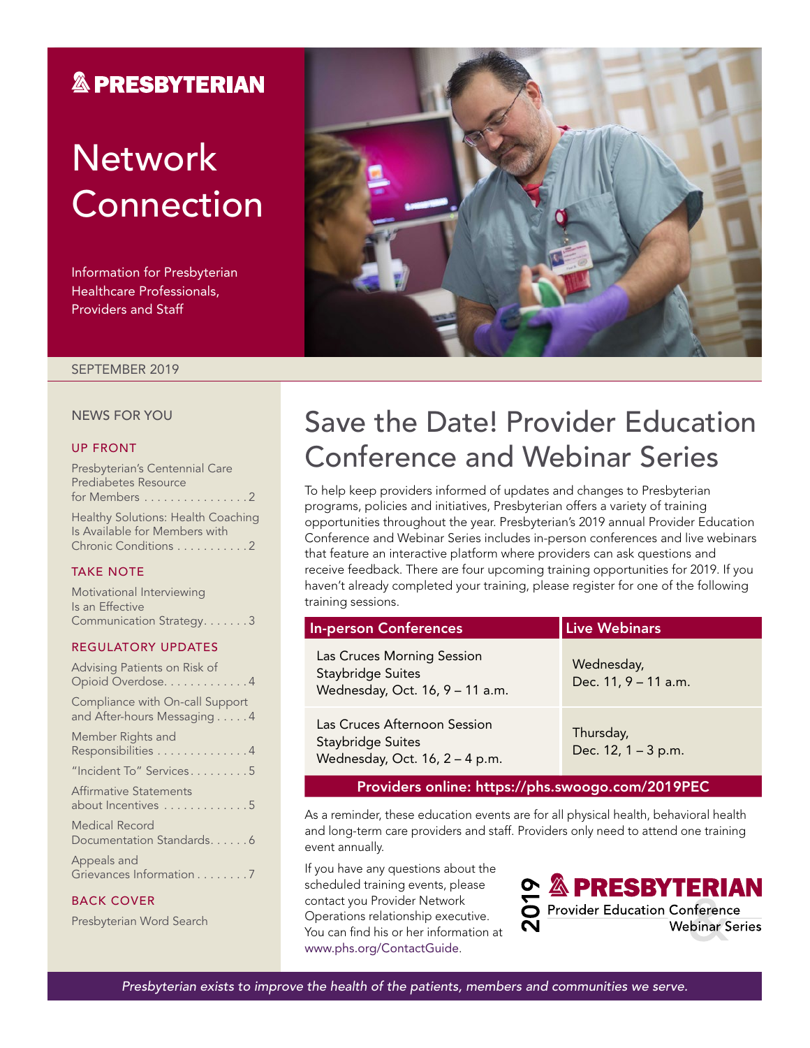PRESBYTERIAN

# Network Connection

Information for Presbyterian Healthcare Professionals, Providers and Staff

SEPTEMBER 2019

## NEWS FOR YOU

### UP FRONT

Presbyterian's Centennial Care Prediabetes Resource for Members . . . . . . . . . . . . . . . . 2

Healthy Solutions: Health Coaching Is Available for Members with Chronic Conditions . . . . . . . . . . . 2

### TAKE NOTE

Motivational Interviewing Is an Effective Communication Strategy. . . . . . . 3

### REGULATORY UPDATES

Advising Patients on Risk of Opioid Overdose. . . . . . . . . . . . . 4

Compliance with On-call Support and After-hours Messaging . . . . . 4

Member Rights and Responsibilities . . . . . . . . . . . . . . 4

"Incident To" Services. . . . . . . . . 5

Affirmative Statements about Incentives . . . . . . . . . . . . . 5

Medical Record Documentation Standards. . . . . . 6

Appeals and Grievances Information . . . . . . . . 7

### BACK COVER

Presbyterian Word Search

# Save the Date! Provider Education Conference and Webinar Series

To help keep providers informed of updates and changes to Presbyterian programs, policies and initiatives, Presbyterian offers a variety of training opportunities throughout the year. Presbyterian's 2019 annual Provider Education Conference and Webinar Series includes in-person conferences and live webinars that feature an interactive platform where providers can ask questions and receive feedback. There are four upcoming training opportunities for 2019. If you haven't already completed your training, please register for one of the following training sessions.

| In-person Conferences | Live Webinars |
|---|---|
| Las Cruces Morning Session<br>Staybridge Suites<br>Wednesday, Oct. 16, 9 – 11 a.m. | Wednesday,<br>Dec. 11, 9 – 11 a.m. |
| Las Cruces Afternoon Session<br>Staybridge Suites<br>Wednesday, Oct. 16, 2 – 4 p.m. | Thursday,<br>Dec. 12, 1 – 3 p.m. |

**Providers online: https://phs.swoogo.com/2019PEC**

As a reminder, these education events are for all physical health, behavioral health and long-term care providers and staff. Providers only need to attend one training event annually.

If you have any questions about the scheduled training events, please contact you Provider Network Operations relationship executive. You can find his or her information at www.phs.org/ContactGuide.

2019 PRESBYTERIAN Provider Education Conference & Webinar Series

*Presbyterian exists to improve the health of the patients, members and communities we serve.*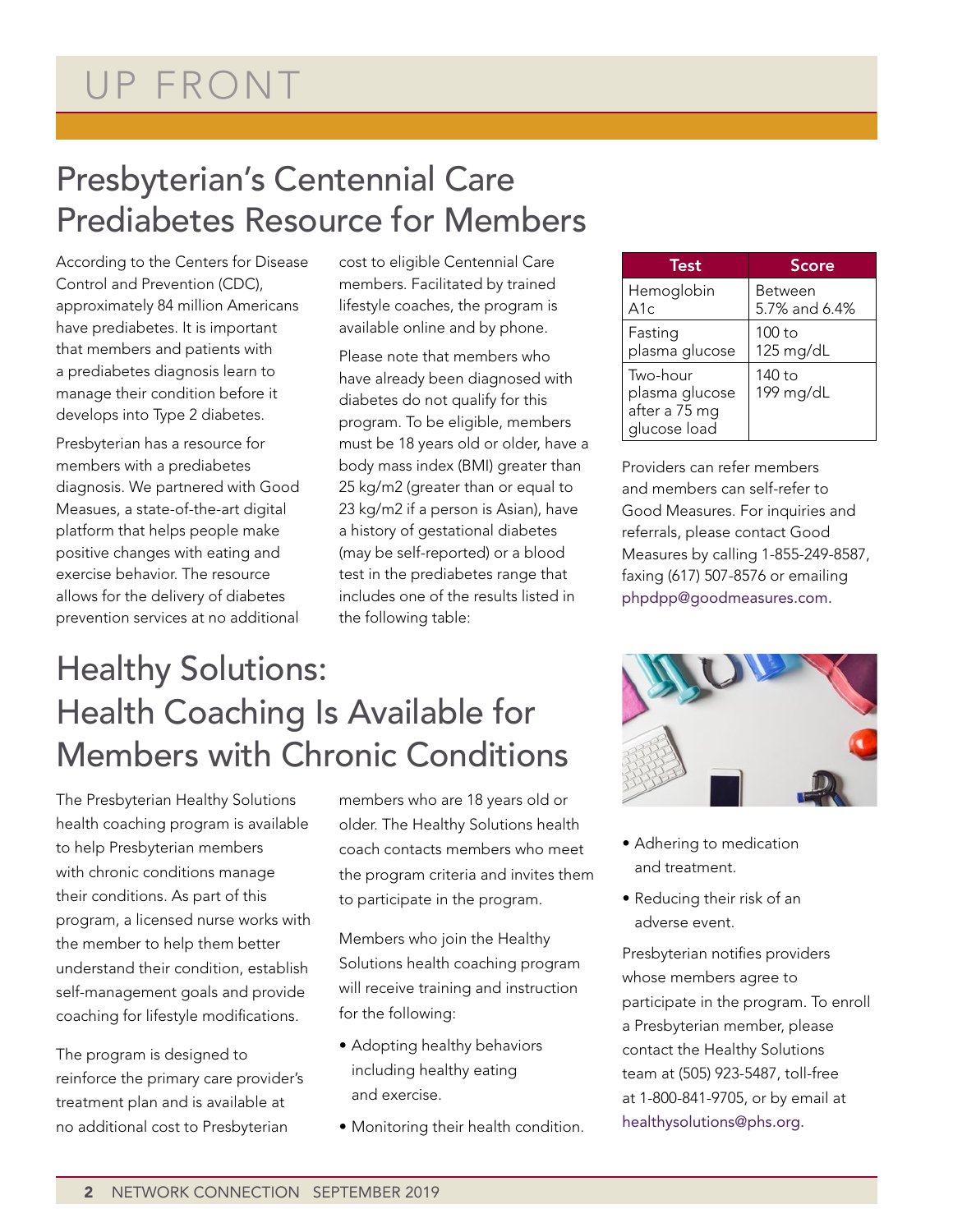# UP FRONT

## Presbyterian's Centennial Care Prediabetes Resource for Members

According to the Centers for Disease Control and Prevention (CDC), approximately 84 million Americans have prediabetes. It is important that members and patients with a prediabetes diagnosis learn to manage their condition before it develops into Type 2 diabetes.

Presbyterian has a resource for members with a prediabetes diagnosis. We partnered with Good Measues, a state-of-the-art digital platform that helps people make positive changes with eating and exercise behavior. The resource allows for the delivery of diabetes prevention services at no additional cost to eligible Centennial Care members. Facilitated by trained lifestyle coaches, the program is available online and by phone.

Please note that members who have already been diagnosed with diabetes do not qualify for this program. To be eligible, members must be 18 years old or older, have a body mass index (BMI) greater than 25 kg/m2 (greater than or equal to 23 kg/m2 if a person is Asian), have a history of gestational diabetes (may be self-reported) or a blood test in the prediabetes range that includes one of the results listed in the following table:

| Test | Score |
|---|---|
| Hemoglobin A1c | Between 5.7% and 6.4% |
| Fasting plasma glucose | 100 to 125 mg/dL |
| Two-hour plasma glucose after a 75 mg glucose load | 140 to 199 mg/dL |

Providers can refer members and members can self-refer to Good Measures. For inquiries and referrals, please contact Good Measures by calling 1-855-249-8587, faxing (617) 507-8576 or emailing phpdpp@goodmeasures.com.

## Healthy Solutions: Health Coaching Is Available for Members with Chronic Conditions

The Presbyterian Healthy Solutions health coaching program is available to help Presbyterian members with chronic conditions manage their conditions. As part of this program, a licensed nurse works with the member to help them better understand their condition, establish self-management goals and provide coaching for lifestyle modifications.

The program is designed to reinforce the primary care provider's treatment plan and is available at no additional cost to Presbyterian members who are 18 years old or older. The Healthy Solutions health coach contacts members who meet the program criteria and invites them to participate in the program.

Members who join the Healthy Solutions health coaching program will receive training and instruction for the following:

- Adopting healthy behaviors including healthy eating and exercise.
- Monitoring their health condition.
- Adhering to medication and treatment.
- Reducing their risk of an adverse event.

Presbyterian notifies providers whose members agree to participate in the program. To enroll a Presbyterian member, please contact the Healthy Solutions team at (505) 923-5487, toll-free at 1-800-841-9705, or by email at healthysolutions@phs.org.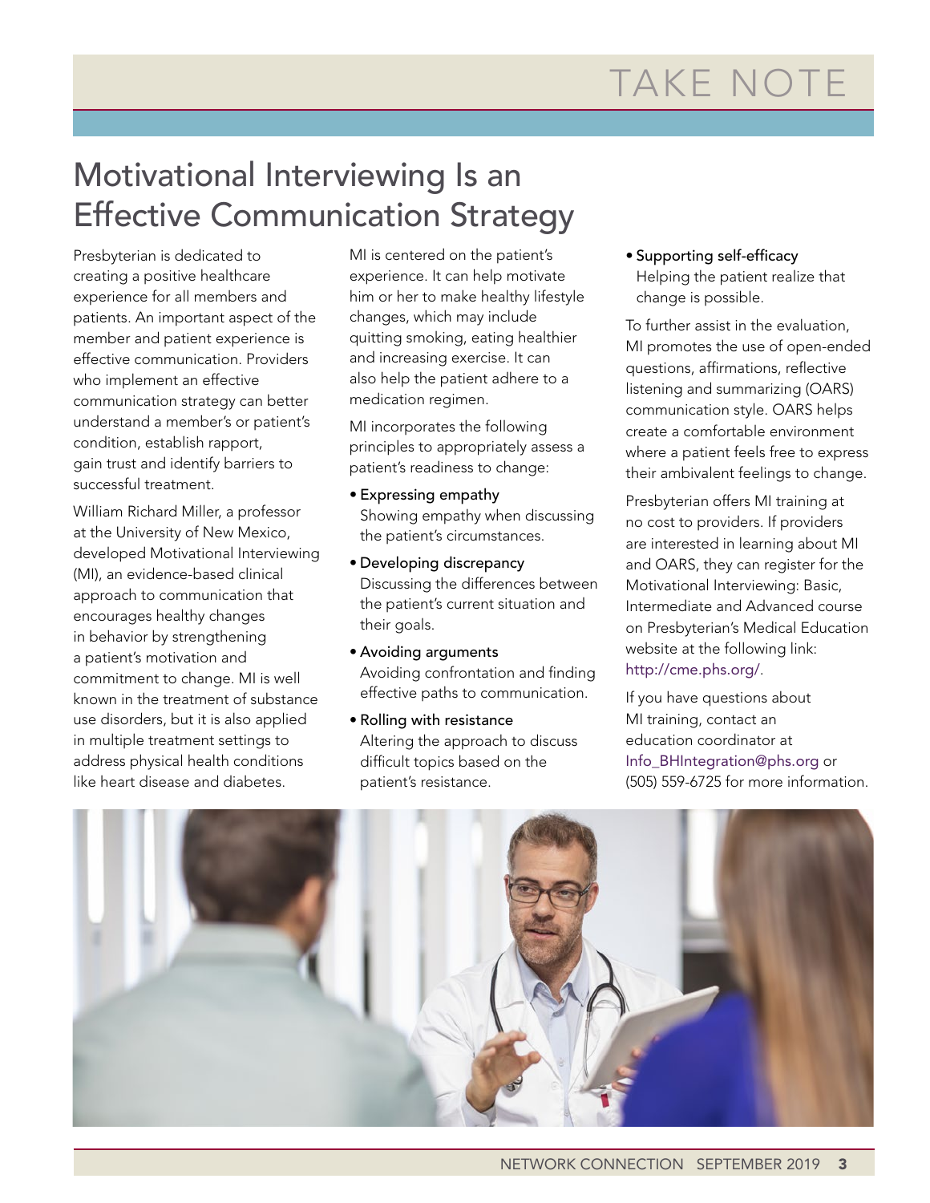# Motivational Interviewing Is an Effective Communication Strategy

Presbyterian is dedicated to creating a positive healthcare experience for all members and patients. An important aspect of the member and patient experience is effective communication. Providers who implement an effective communication strategy can better understand a member's or patient's condition, establish rapport, gain trust and identify barriers to successful treatment.

William Richard Miller, a professor at the University of New Mexico, developed Motivational Interviewing (MI), an evidence-based clinical approach to communication that encourages healthy changes in behavior by strengthening a patient's motivation and commitment to change. MI is well known in the treatment of substance use disorders, but it is also applied in multiple treatment settings to address physical health conditions like heart disease and diabetes.

MI is centered on the patient's experience. It can help motivate him or her to make healthy lifestyle changes, which may include quitting smoking, eating healthier and increasing exercise. It can also help the patient adhere to a medication regimen.

MI incorporates the following principles to appropriately assess a patient's readiness to change:

- Expressing empathy
  Showing empathy when discussing the patient's circumstances.
- Developing discrepancy
  Discussing the differences between the patient's current situation and their goals.
- Avoiding arguments
  Avoiding confrontation and finding effective paths to communication.
- Rolling with resistance
  Altering the approach to discuss difficult topics based on the patient's resistance.
- Supporting self-efficacy
  Helping the patient realize that change is possible.

To further assist in the evaluation, MI promotes the use of open-ended questions, affirmations, reflective listening and summarizing (OARS) communication style. OARS helps create a comfortable environment where a patient feels free to express their ambivalent feelings to change.

Presbyterian offers MI training at no cost to providers. If providers are interested in learning about MI and OARS, they can register for the Motivational Interviewing: Basic, Intermediate and Advanced course on Presbyterian's Medical Education website at the following link: http://cme.phs.org/.

If you have questions about MI training, contact an education coordinator at Info_BHIntegration@phs.org or (505) 559-6725 for more information.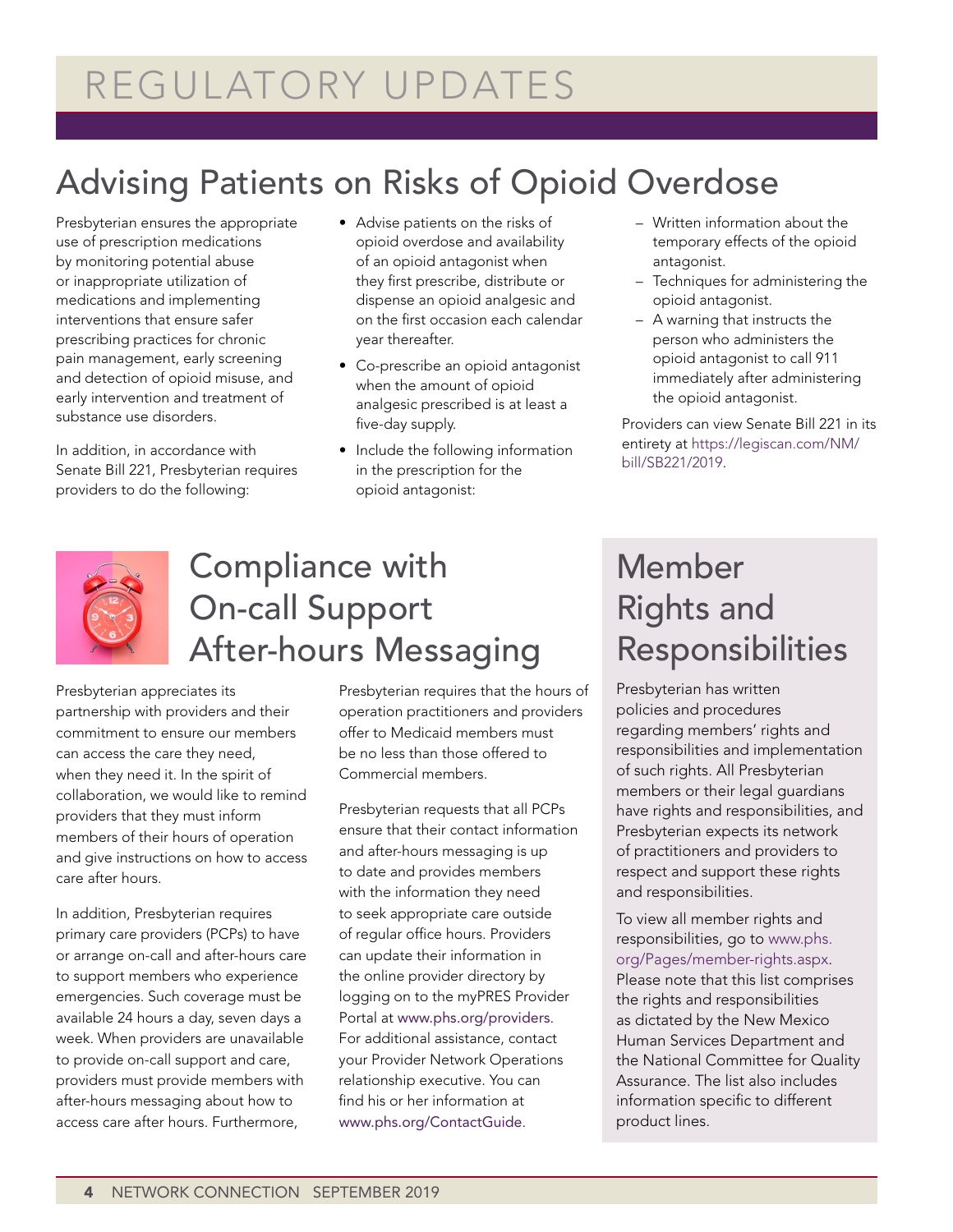# REGULATORY UPDATES

## Advising Patients on Risks of Opioid Overdose

Presbyterian ensures the appropriate use of prescription medications by monitoring potential abuse or inappropriate utilization of medications and implementing interventions that ensure safer prescribing practices for chronic pain management, early screening and detection of opioid misuse, and early intervention and treatment of substance use disorders.

In addition, in accordance with Senate Bill 221, Presbyterian requires providers to do the following:

- Advise patients on the risks of opioid overdose and availability of an opioid antagonist when they first prescribe, distribute or dispense an opioid analgesic and on the first occasion each calendar year thereafter.
- Co-prescribe an opioid antagonist when the amount of opioid analgesic prescribed is at least a five-day supply.
- Include the following information in the prescription for the opioid antagonist:
  - Written information about the temporary effects of the opioid antagonist.
  - Techniques for administering the opioid antagonist.
  - A warning that instructs the person who administers the opioid antagonist to call 911 immediately after administering the opioid antagonist.

Providers can view Senate Bill 221 in its entirety at https://legiscan.com/NM/bill/SB221/2019.

## Compliance with On-call Support After-hours Messaging

Presbyterian appreciates its partnership with providers and their commitment to ensure our members can access the care they need, when they need it. In the spirit of collaboration, we would like to remind providers that they must inform members of their hours of operation and give instructions on how to access care after hours.

In addition, Presbyterian requires primary care providers (PCPs) to have or arrange on-call and after-hours care to support members who experience emergencies. Such coverage must be available 24 hours a day, seven days a week. When providers are unavailable to provide on-call support and care, providers must provide members with after-hours messaging about how to access care after hours. Furthermore, Presbyterian requires that the hours of operation practitioners and providers offer to Medicaid members must be no less than those offered to Commercial members.

Presbyterian requests that all PCPs ensure that their contact information and after-hours messaging is up to date and provides members with the information they need to seek appropriate care outside of regular office hours. Providers can update their information in the online provider directory by logging on to the myPRES Provider Portal at www.phs.org/providers. For additional assistance, contact your Provider Network Operations relationship executive. You can find his or her information at www.phs.org/ContactGuide.

## Member Rights and Responsibilities

Presbyterian has written policies and procedures regarding members' rights and responsibilities and implementation of such rights. All Presbyterian members or their legal guardians have rights and responsibilities, and Presbyterian expects its network of practitioners and providers to respect and support these rights and responsibilities.

To view all member rights and responsibilities, go to www.phs.org/Pages/member-rights.aspx. Please note that this list comprises the rights and responsibilities as dictated by the New Mexico Human Services Department and the National Committee for Quality Assurance. The list also includes information specific to different product lines.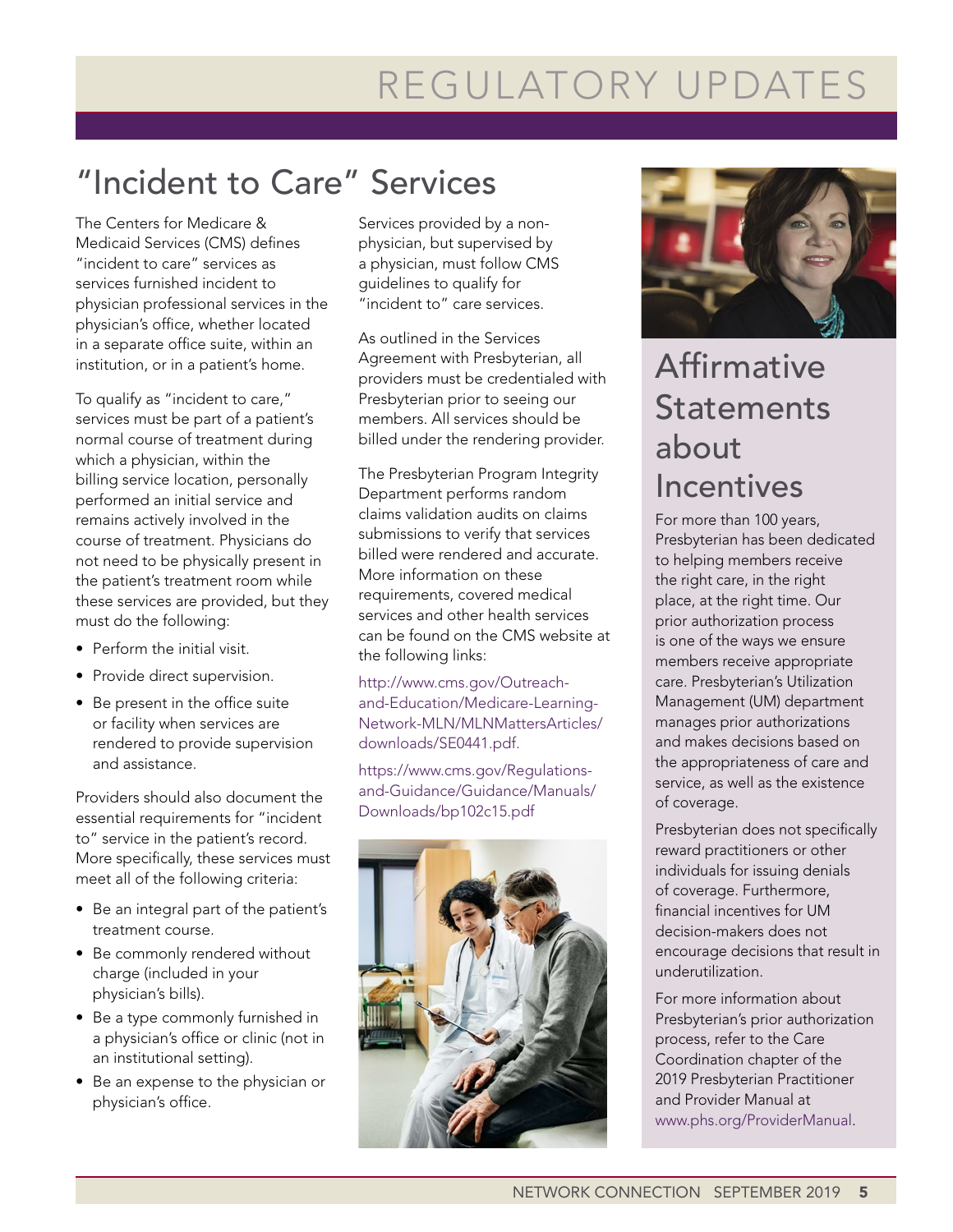# REGULATORY UPDATES

## "Incident to Care" Services

The Centers for Medicare & Medicaid Services (CMS) defines "incident to care" services as services furnished incident to physician professional services in the physician's office, whether located in a separate office suite, within an institution, or in a patient's home.

To qualify as "incident to care," services must be part of a patient's normal course of treatment during which a physician, within the billing service location, personally performed an initial service and remains actively involved in the course of treatment. Physicians do not need to be physically present in the patient's treatment room while these services are provided, but they must do the following:

- Perform the initial visit.
- Provide direct supervision.
- Be present in the office suite or facility when services are rendered to provide supervision and assistance.

Providers should also document the essential requirements for "incident to" service in the patient's record. More specifically, these services must meet all of the following criteria:

- Be an integral part of the patient's treatment course.
- Be commonly rendered without charge (included in your physician's bills).
- Be a type commonly furnished in a physician's office or clinic (not in an institutional setting).
- Be an expense to the physician or physician's office.

Services provided by a non-physician, but supervised by a physician, must follow CMS guidelines to qualify for "incident to" care services.

As outlined in the Services Agreement with Presbyterian, all providers must be credentialed with Presbyterian prior to seeing our members. All services should be billed under the rendering provider.

The Presbyterian Program Integrity Department performs random claims validation audits on claims submissions to verify that services billed were rendered and accurate. More information on these requirements, covered medical services and other health services can be found on the CMS website at the following links:

http://www.cms.gov/Outreach-and-Education/Medicare-Learning-Network-MLN/MLNMattersArticles/downloads/SE0441.pdf.

https://www.cms.gov/Regulations-and-Guidance/Guidance/Manuals/Downloads/bp102c15.pdf

## Affirmative Statements about Incentives

For more than 100 years, Presbyterian has been dedicated to helping members receive the right care, in the right place, at the right time. Our prior authorization process is one of the ways we ensure members receive appropriate care. Presbyterian's Utilization Management (UM) department manages prior authorizations and makes decisions based on the appropriateness of care and service, as well as the existence of coverage.

Presbyterian does not specifically reward practitioners or other individuals for issuing denials of coverage. Furthermore, financial incentives for UM decision-makers does not encourage decisions that result in underutilization.

For more information about Presbyterian's prior authorization process, refer to the Care Coordination chapter of the 2019 Presbyterian Practitioner and Provider Manual at www.phs.org/ProviderManual.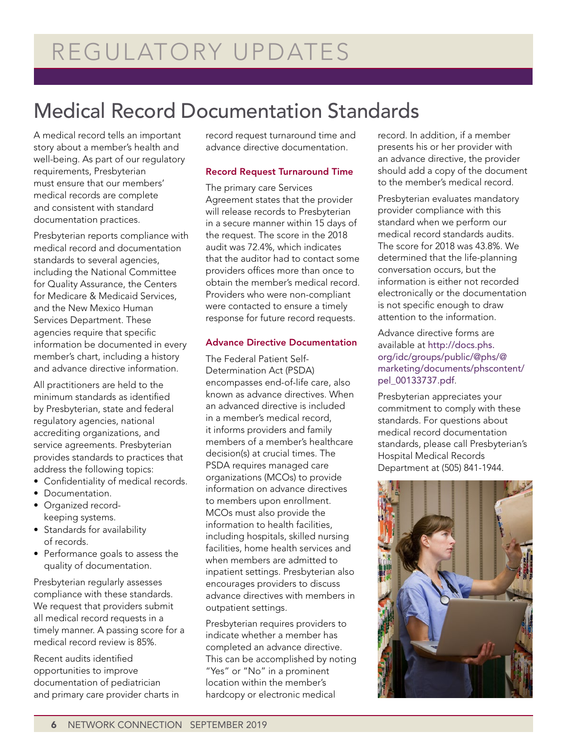# REGULATORY UPDATES

## Medical Record Documentation Standards

A medical record tells an important story about a member's health and well-being. As part of our regulatory requirements, Presbyterian must ensure that our members' medical records are complete and consistent with standard documentation practices.

Presbyterian reports compliance with medical record and documentation standards to several agencies, including the National Committee for Quality Assurance, the Centers for Medicare & Medicaid Services, and the New Mexico Human Services Department. These agencies require that specific information be documented in every member's chart, including a history and advance directive information.

All practitioners are held to the minimum standards as identified by Presbyterian, state and federal regulatory agencies, national accrediting organizations, and service agreements. Presbyterian provides standards to practices that address the following topics:

- Confidentiality of medical records.
- Documentation.
- Organized record-keeping systems.
- Standards for availability of records.
- Performance goals to assess the quality of documentation.

Presbyterian regularly assesses compliance with these standards. We request that providers submit all medical record requests in a timely manner. A passing score for a medical record review is 85%.

Recent audits identified opportunities to improve documentation of pediatrician and primary care provider charts in record request turnaround time and advance directive documentation.

### Record Request Turnaround Time

The primary care Services Agreement states that the provider will release records to Presbyterian in a secure manner within 15 days of the request. The score in the 2018 audit was 72.4%, which indicates that the auditor had to contact some providers offices more than once to obtain the member's medical record. Providers who were non-compliant were contacted to ensure a timely response for future record requests.

### Advance Directive Documentation

The Federal Patient Self-Determination Act (PSDA) encompasses end-of-life care, also known as advance directives. When an advanced directive is included in a member's medical record, it informs providers and family members of a member's healthcare decision(s) at crucial times. The PSDA requires managed care organizations (MCOs) to provide information on advance directives to members upon enrollment. MCOs must also provide the information to health facilities, including hospitals, skilled nursing facilities, home health services and when members are admitted to inpatient settings. Presbyterian also encourages providers to discuss advance directives with members in outpatient settings.

Presbyterian requires providers to indicate whether a member has completed an advance directive. This can be accomplished by noting "Yes" or "No" in a prominent location within the member's hardcopy or electronic medical record. In addition, if a member presents his or her provider with an advance directive, the provider should add a copy of the document to the member's medical record.

Presbyterian evaluates mandatory provider compliance with this standard when we perform our medical record standards audits. The score for 2018 was 43.8%. We determined that the life-planning conversation occurs, but the information is either not recorded electronically or the documentation is not specific enough to draw attention to the information.

Advance directive forms are available at http://docs.phs.org/idc/groups/public/@phs/@marketing/documents/phscontent/pel_00133737.pdf.

Presbyterian appreciates your commitment to comply with these standards. For questions about medical record documentation standards, please call Presbyterian's Hospital Medical Records Department at (505) 841-1944.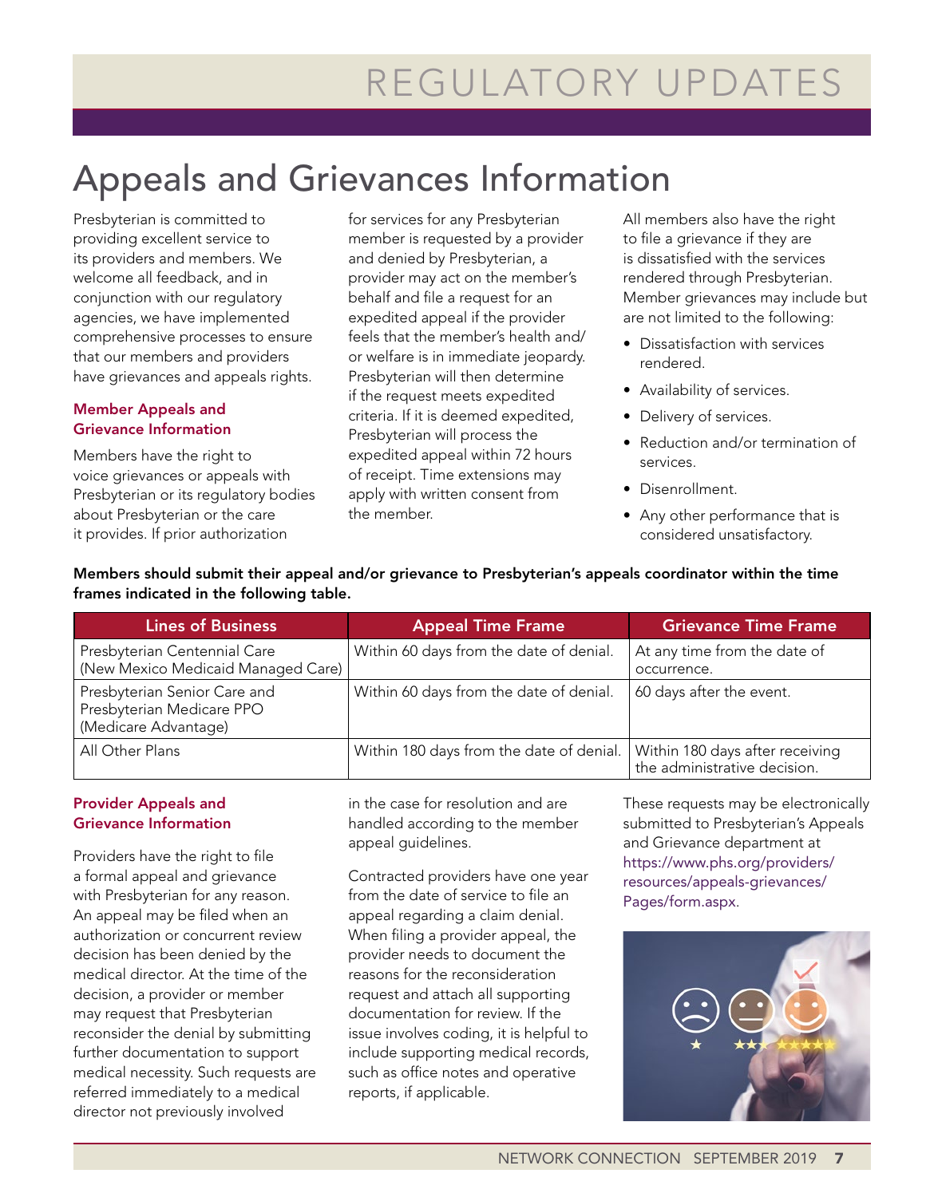# Appeals and Grievances Information

Presbyterian is committed to providing excellent service to its providers and members. We welcome all feedback, and in conjunction with our regulatory agencies, we have implemented comprehensive processes to ensure that our members and providers have grievances and appeals rights.

### Member Appeals and Grievance Information

Members have the right to voice grievances or appeals with Presbyterian or its regulatory bodies about Presbyterian or the care it provides. If prior authorization for services for any Presbyterian member is requested by a provider and denied by Presbyterian, a provider may act on the member's behalf and file a request for an expedited appeal if the provider feels that the member's health and/or welfare is in immediate jeopardy. Presbyterian will then determine if the request meets expedited criteria. If it is deemed expedited, Presbyterian will process the expedited appeal within 72 hours of receipt. Time extensions may apply with written consent from the member.

All members also have the right to file a grievance if they are is dissatisfied with the services rendered through Presbyterian. Member grievances may include but are not limited to the following:

- Dissatisfaction with services rendered.
- Availability of services.
- Delivery of services.
- Reduction and/or termination of services.
- Disenrollment.
- Any other performance that is considered unsatisfactory.

**Members should submit their appeal and/or grievance to Presbyterian's appeals coordinator within the time frames indicated in the following table.**

| Lines of Business | Appeal Time Frame | Grievance Time Frame |
|---|---|---|
| Presbyterian Centennial Care (New Mexico Medicaid Managed Care) | Within 60 days from the date of denial. | At any time from the date of occurrence. |
| Presbyterian Senior Care and Presbyterian Medicare PPO (Medicare Advantage) | Within 60 days from the date of denial. | 60 days after the event. |
| All Other Plans | Within 180 days from the date of denial. | Within 180 days after receiving the administrative decision. |

### Provider Appeals and Grievance Information

Providers have the right to file a formal appeal and grievance with Presbyterian for any reason. An appeal may be filed when an authorization or concurrent review decision has been denied by the medical director. At the time of the decision, a provider or member may request that Presbyterian reconsider the denial by submitting further documentation to support medical necessity. Such requests are referred immediately to a medical director not previously involved in the case for resolution and are handled according to the member appeal guidelines.

Contracted providers have one year from the date of service to file an appeal regarding a claim denial. When filing a provider appeal, the provider needs to document the reasons for the reconsideration request and attach all supporting documentation for review. If the issue involves coding, it is helpful to include supporting medical records, such as office notes and operative reports, if applicable.

These requests may be electronically submitted to Presbyterian's Appeals and Grievance department at https://www.phs.org/providers/resources/appeals-grievances/Pages/form.aspx.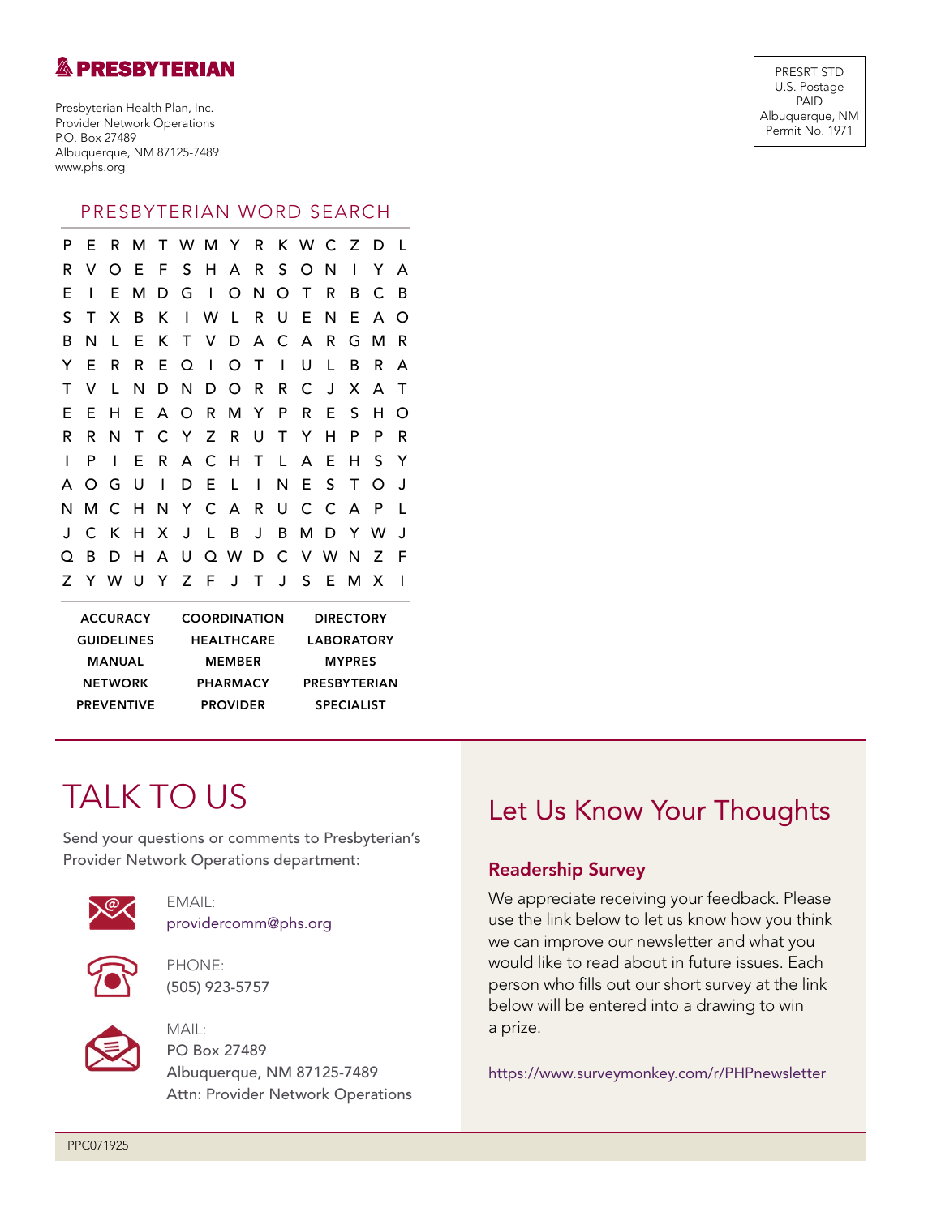**PRESBYTERIAN**

Presbyterian Health Plan, Inc.
Provider Network Operations
P.O. Box 27489
Albuquerque, NM 87125-7489
www.phs.org

PRESRT STD
U.S. Postage
PAID
Albuquerque, NM
Permit No. 1971

## PRESBYTERIAN WORD SEARCH

| | | | | | | | | | | | | | | |
|---|---|---|---|---|---|---|---|---|---|---|---|---|---|---|
| P | E | R | M | T | W | M | Y | R | K | W | C | Z | D | L |
| R | V | O | E | F | S | H | A | R | S | O | N | I | Y | A |
| E | I | E | M | D | G | I | O | N | O | T | R | B | C | B |
| S | T | X | B | K | I | W | L | R | U | E | N | E | A | O |
| B | N | L | E | K | T | V | D | A | C | A | R | G | M | R |
| Y | E | R | R | E | Q | I | O | T | I | U | L | B | R | A |
| T | V | L | N | D | N | D | O | R | R | C | J | X | A | T |
| E | E | H | E | A | O | R | M | Y | P | R | E | S | H | O |
| R | R | N | T | C | Y | Z | R | U | T | Y | H | P | P | R |
| I | P | I | E | R | A | C | H | T | L | A | E | H | S | Y |
| A | O | G | U | I | D | E | L | I | N | E | S | T | O | J |
| N | M | C | H | N | Y | C | A | R | U | C | C | A | P | L |
| J | C | K | H | X | J | L | B | J | B | M | D | Y | W | J |
| Q | B | D | H | A | U | Q | W | D | C | V | W | N | Z | F |
| Z | Y | W | U | Y | Z | F | J | T | J | S | E | M | X | I |

| | | |
|---|---|---|
| ACCURACY | COORDINATION | DIRECTORY |
| GUIDELINES | HEALTHCARE | LABORATORY |
| MANUAL | MEMBER | MYPRES |
| NETWORK | PHARMACY | PRESBYTERIAN |
| PREVENTIVE | PROVIDER | SPECIALIST |

# TALK TO US

Send your questions or comments to Presbyterian's Provider Network Operations department:

EMAIL:
providercomm@phs.org

PHONE:
(505) 923-5757

MAIL:
PO Box 27489
Albuquerque, NM 87125-7489
Attn: Provider Network Operations

# Let Us Know Your Thoughts

### Readership Survey

We appreciate receiving your feedback. Please use the link below to let us know how you think we can improve our newsletter and what you would like to read about in future issues. Each person who fills out our short survey at the link below will be entered into a drawing to win a prize.

https://www.surveymonkey.com/r/PHPnewsletter

PPC071925